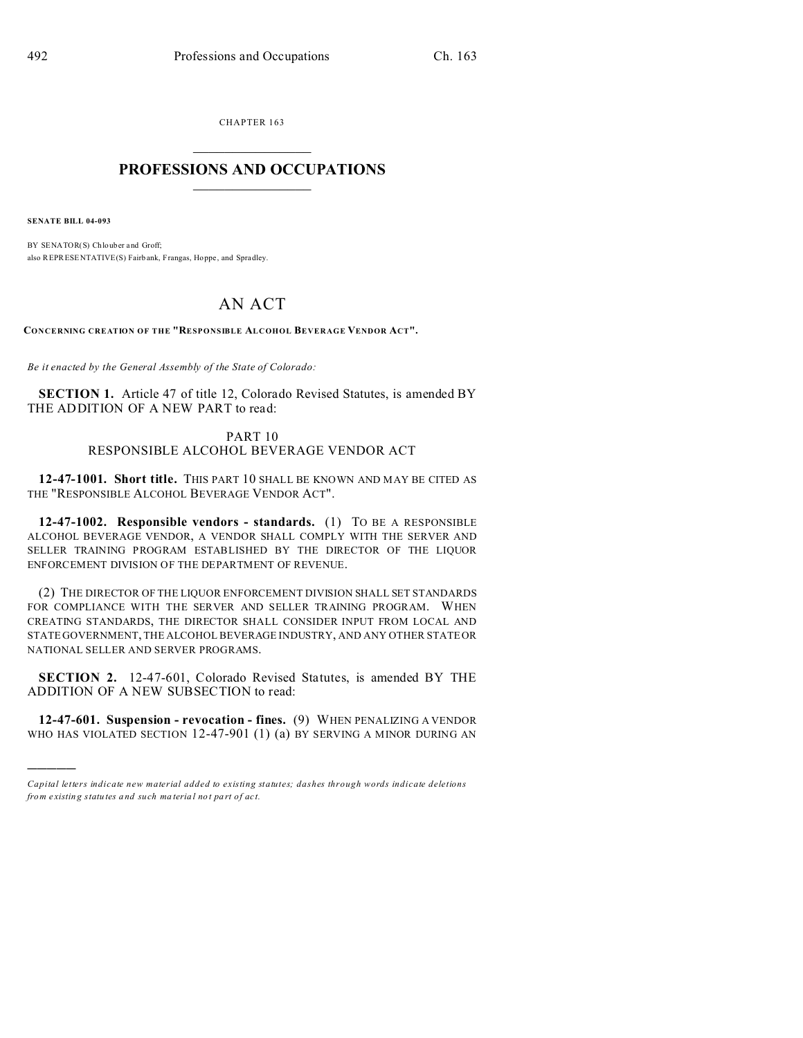CHAPTER 163

# PROFESSIONS AND OCCUPATIONS

**SENATE BILL 04-093**

BY SENATOR(S) Chlouber and Groff;
also REPRESENTATIVE(S) Fairbank, Frangas, Hoppe, and Spradley.

# AN ACT

**CONCERNING CREATION OF THE "RESPONSIBLE ALCOHOL BEVERAGE VENDOR ACT".**

*Be it enacted by the General Assembly of the State of Colorado:*

**SECTION 1.** Article 47 of title 12, Colorado Revised Statutes, is amended BY THE ADDITION OF A NEW PART to read:

PART 10
RESPONSIBLE ALCOHOL BEVERAGE VENDOR ACT

**12-47-1001. Short title.** THIS PART 10 SHALL BE KNOWN AND MAY BE CITED AS THE "RESPONSIBLE ALCOHOL BEVERAGE VENDOR ACT".

**12-47-1002. Responsible vendors - standards.** (1) TO BE A RESPONSIBLE ALCOHOL BEVERAGE VENDOR, A VENDOR SHALL COMPLY WITH THE SERVER AND SELLER TRAINING PROGRAM ESTABLISHED BY THE DIRECTOR OF THE LIQUOR ENFORCEMENT DIVISION OF THE DEPARTMENT OF REVENUE.

(2) THE DIRECTOR OF THE LIQUOR ENFORCEMENT DIVISION SHALL SET STANDARDS FOR COMPLIANCE WITH THE SERVER AND SELLER TRAINING PROGRAM. WHEN CREATING STANDARDS, THE DIRECTOR SHALL CONSIDER INPUT FROM LOCAL AND STATE GOVERNMENT, THE ALCOHOL BEVERAGE INDUSTRY, AND ANY OTHER STATE OR NATIONAL SELLER AND SERVER PROGRAMS.

**SECTION 2.** 12-47-601, Colorado Revised Statutes, is amended BY THE ADDITION OF A NEW SUBSECTION to read:

**12-47-601. Suspension - revocation - fines.** (9) WHEN PENALIZING A VENDOR WHO HAS VIOLATED SECTION 12-47-901 (1) (a) BY SERVING A MINOR DURING AN

*Capital letters indicate new material added to existing statutes; dashes through words indicate deletions from existing statutes and such material not part of act.*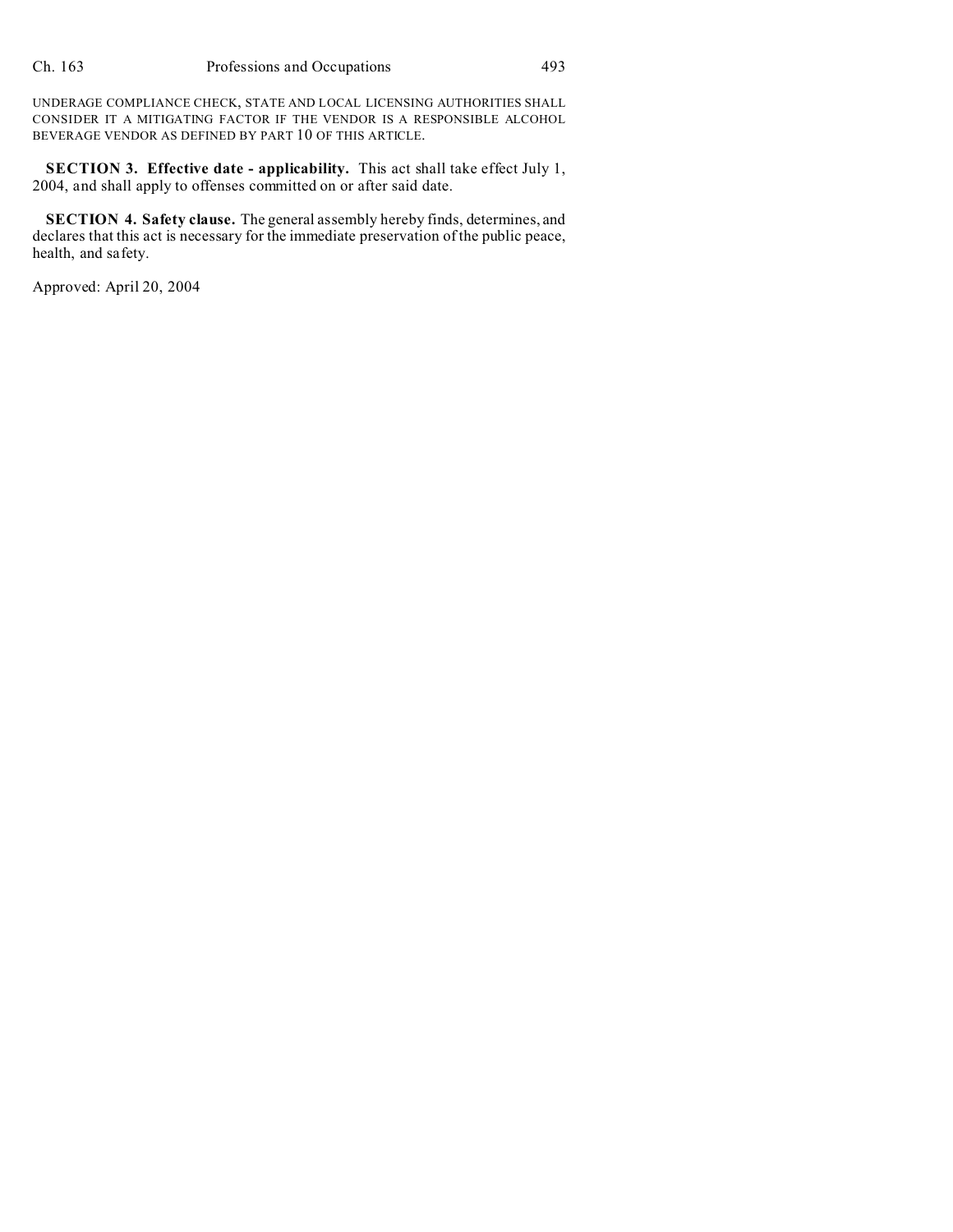UNDERAGE COMPLIANCE CHECK, STATE AND LOCAL LICENSING AUTHORITIES SHALL CONSIDER IT A MITIGATING FACTOR IF THE VENDOR IS A RESPONSIBLE ALCOHOL BEVERAGE VENDOR AS DEFINED BY PART 10 OF THIS ARTICLE.

**SECTION 3. Effective date - applicability.** This act shall take effect July 1, 2004, and shall apply to offenses committed on or after said date.

**SECTION 4. Safety clause.** The general assembly hereby finds, determines, and declares that this act is necessary for the immediate preservation of the public peace, health, and safety.

Approved: April 20, 2004